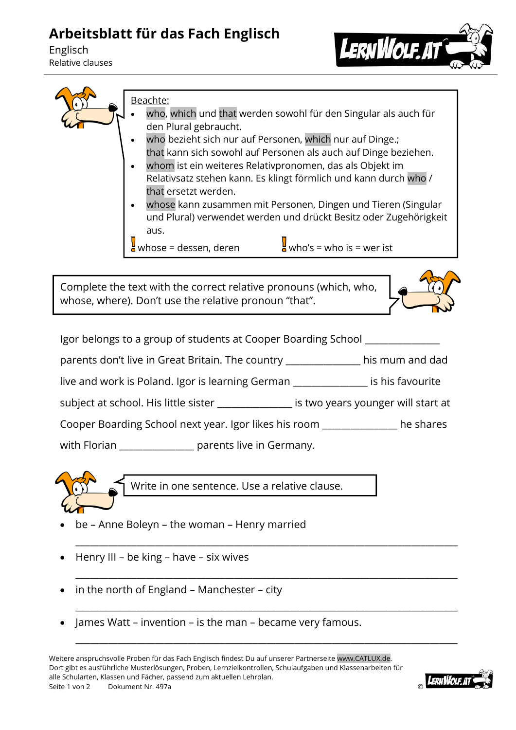# Arbeitsblatt für das Fach Englisch

Englisch

Relative clauses

Beachte:

- who, which und that werden sowohl für den Singular als auch für den Plural gebraucht.
- who bezieht sich nur auf Personen, which nur auf Dinge.; that kann sich sowohl auf Personen als auch auf Dinge beziehen.
- whom ist ein weiteres Relativpronomen, das als Objekt im Relativsatz stehen kann. Es klingt förmlich und kann durch who / that ersetzt werden.
- whose kann zusammen mit Personen, Dingen und Tieren (Singular und Plural) verwendet werden und drückt Besitz oder Zugehörigkeit aus.

! whose = dessen, deren    ! who's = who is = wer ist

Complete the text with the correct relative pronouns (which, who, whose, where). Don't use the relative pronoun "that".

Igor belongs to a group of students at Cooper Boarding School _______________ parents don't live in Great Britain. The country _______________ his mum and dad live and work is Poland. Igor is learning German _______________ is his favourite subject at school. His little sister _______________ is two years younger will start at Cooper Boarding School next year. Igor likes his room _______________ he shares with Florian _______________ parents live in Germany.

Write in one sentence. Use a relative clause.

- be – Anne Boleyn – the woman – Henry married

  _______________________________________________________________________________

- Henry III – be king – have – six wives

  _______________________________________________________________________________

- in the north of England – Manchester – city

  _______________________________________________________________________________

- James Watt – invention – is the man – became very famous.

  _______________________________________________________________________________

Weitere anspruchsvolle Proben für das Fach Englisch findest Du auf unserer Partnerseite www.CATLUX.de. Dort gibt es ausführliche Musterlösungen, Proben, Lernzielkontrollen, Schulaufgaben und Klassenarbeiten für alle Schularten, Klassen und Fächer, passend zum aktuellen Lehrplan.

Dokument Nr. 497a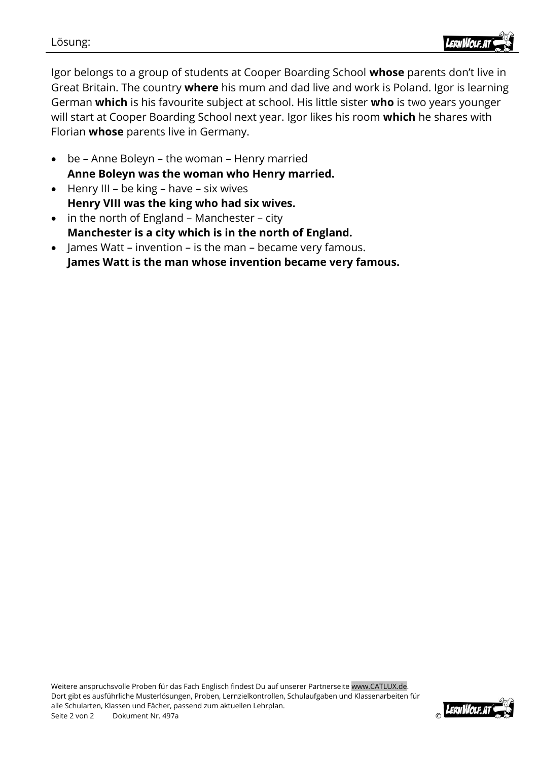Lösung:

Igor belongs to a group of students at Cooper Boarding School **whose** parents don't live in Great Britain. The country **where** his mum and dad live and work is Poland. Igor is learning German **which** is his favourite subject at school. His little sister **who** is two years younger will start at Cooper Boarding School next year. Igor likes his room **which** he shares with Florian **whose** parents live in Germany.

- be – Anne Boleyn – the woman – Henry married
  **Anne Boleyn was the woman who Henry married.**
- Henry III – be king – have – six wives
  **Henry VIII was the king who had six wives.**
- in the north of England – Manchester – city
  **Manchester is a city which is in the north of England.**
- James Watt – invention – is the man – became very famous.
  **James Watt is the man whose invention became very famous.**

Weitere anspruchsvolle Proben für das Fach Englisch findest Du auf unserer Partnerseite www.CATLUX.de.
Dort gibt es ausführliche Musterlösungen, Proben, Lernzielkontrollen, Schulaufgaben und Klassenarbeiten für alle Schularten, Klassen und Fächer, passend zum aktuellen Lehrplan.
Dokument Nr. 497a